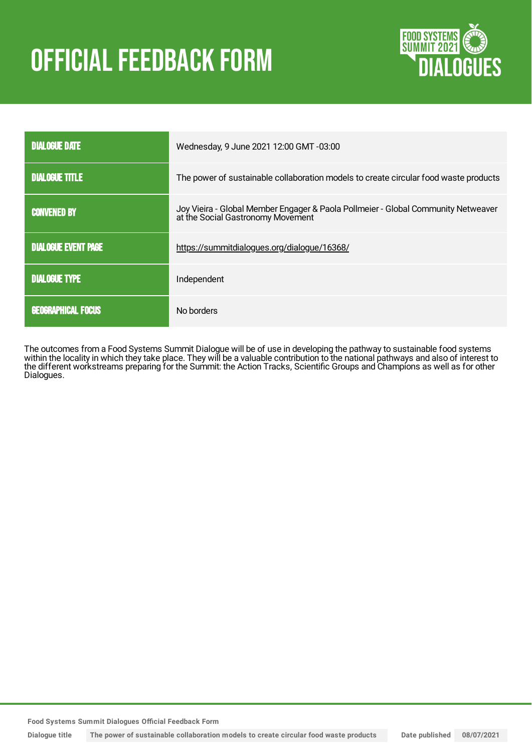# OFFICIAL FEEDBACK FORM

| DIALOGUE DATE | Wednesday, 9 June 2021 12:00 GMT -03:00 |
|---|---|
| DIALOGUE TITLE | The power of sustainable collaboration models to create circular food waste products |
| CONVENED BY | Joy Vieira - Global Member Engager & Paola Pollmeier - Global Community Netweaver at the Social Gastronomy Movement |
| DIALOGUE EVENT PAGE | https://summitdialogues.org/dialogue/16368/ |
| DIALOGUE TYPE | Independent |
| GEOGRAPHICAL FOCUS | No borders |

The outcomes from a Food Systems Summit Dialogue will be of use in developing the pathway to sustainable food systems within the locality in which they take place. They will be a valuable contribution to the national pathways and also of interest to the different workstreams preparing for the Summit: the Action Tracks, Scientific Groups and Champions as well as for other Dialogues.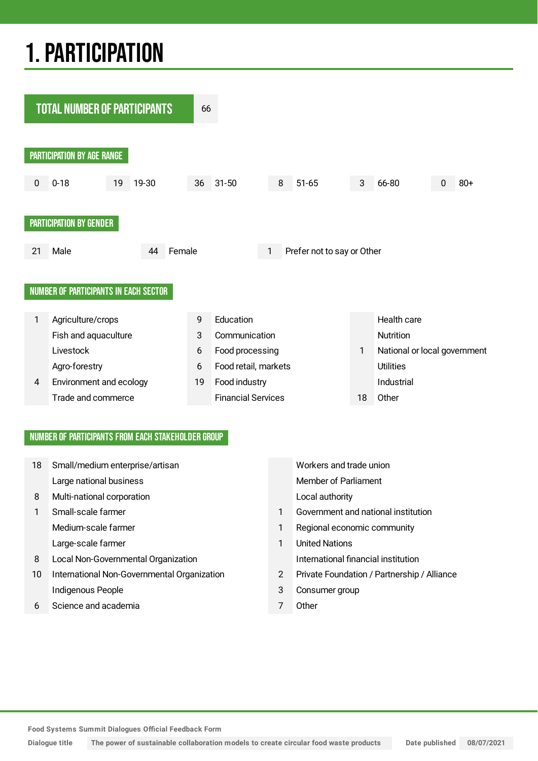# 1. PARTICIPATION

## TOTAL NUMBER OF PARTICIPANTS

66

## PARTICIPATION BY AGE RANGE

| 0 | 0-18 | 19 | 19-30 | 36 | 31-50 | 8 | 51-65 | 3 | 66-80 | 0 | 80+ |
|---|---|---|---|---|---|---|---|---|---|---|---|

## PARTICIPATION BY GENDER

| 21 | Male | 44 | Female | 1 | Prefer not to say or Other |
|---|---|---|---|---|---|

## NUMBER OF PARTICIPANTS IN EACH SECTOR

| | | | | | |
|---|---|---|---|---|---|
| 1 | Agriculture/crops | 9 | Education | | Health care |
| | Fish and aquaculture | 3 | Communication | | Nutrition |
| | Livestock | 6 | Food processing | 1 | National or local government |
| | Agro-forestry | 6 | Food retail, markets | | Utilities |
| 4 | Environment and ecology | 19 | Food industry | | Industrial |
| | Trade and commerce | | Financial Services | 18 | Other |

## NUMBER OF PARTICIPANTS FROM EACH STAKEHOLDER GROUP

| | | | |
|---|---|---|---|
| 18 | Small/medium enterprise/artisan | | Workers and trade union |
| | Large national business | | Member of Parliament |
| 8 | Multi-national corporation | | Local authority |
| 1 | Small-scale farmer | 1 | Government and national institution |
| | Medium-scale farmer | 1 | Regional economic community |
| | Large-scale farmer | 1 | United Nations |
| 8 | Local Non-Governmental Organization | | International financial institution |
| 10 | International Non-Governmental Organization | 2 | Private Foundation / Partnership / Alliance |
| | Indigenous People | 3 | Consumer group |
| 6 | Science and academia | 7 | Other |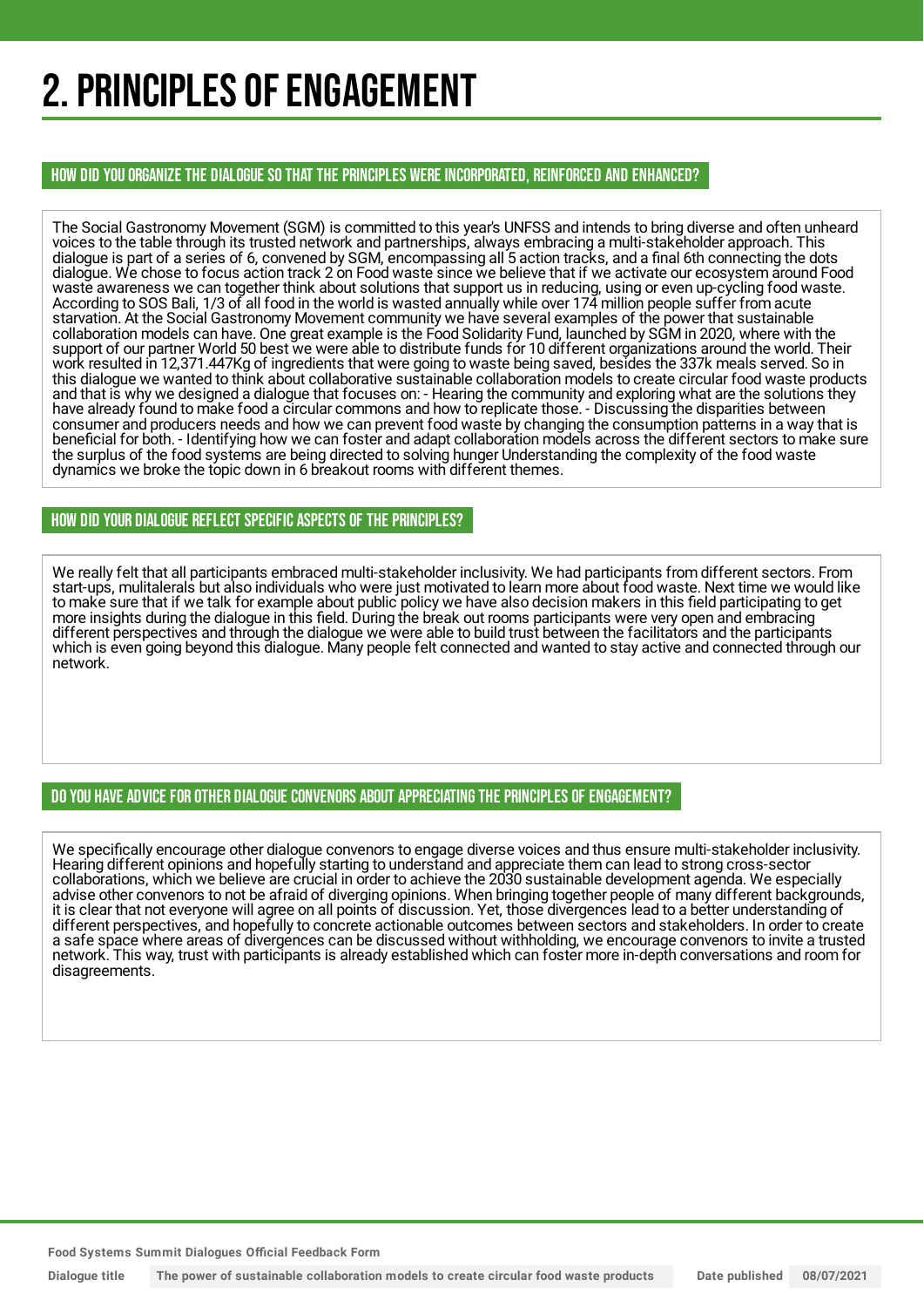# 2. PRINCIPLES OF ENGAGEMENT

## HOW DID YOU ORGANIZE THE DIALOGUE SO THAT THE PRINCIPLES WERE INCORPORATED, REINFORCED AND ENHANCED?

The Social Gastronomy Movement (SGM) is committed to this year's UNFSS and intends to bring diverse and often unheard voices to the table through its trusted network and partnerships, always embracing a multi-stakeholder approach. This dialogue is part of a series of 6, convened by SGM, encompassing all 5 action tracks, and a final 6th connecting the dots dialogue. We chose to focus action track 2 on Food waste since we believe that if we activate our ecosystem around Food waste awareness we can together think about solutions that support us in reducing, using or even up-cycling food waste. According to SOS Bali, 1/3 of all food in the world is wasted annually while over 174 million people suffer from acute starvation. At the Social Gastronomy Movement community we have several examples of the power that sustainable collaboration models can have. One great example is the Food Solidarity Fund, launched by SGM in 2020, where with the support of our partner World 50 best we were able to distribute funds for 10 different organizations around the world. Their work resulted in 12,371.447Kg of ingredients that were going to waste being saved, besides the 337k meals served. So in this dialogue we wanted to think about collaborative sustainable collaboration models to create circular food waste products and that is why we designed a dialogue that focuses on: - Hearing the community and exploring what are the solutions they have already found to make food a circular commons and how to replicate those. - Discussing the disparities between consumer and producers needs and how we can prevent food waste by changing the consumption patterns in a way that is beneficial for both. - Identifying how we can foster and adapt collaboration models across the different sectors to make sure the surplus of the food systems are being directed to solving hunger Understanding the complexity of the food waste dynamics we broke the topic down in 6 breakout rooms with different themes.

## HOW DID YOUR DIALOGUE REFLECT SPECIFIC ASPECTS OF THE PRINCIPLES?

We really felt that all participants embraced multi-stakeholder inclusivity. We had participants from different sectors. From start-ups, mulitelerals but also individuals who were just motivated to learn more about food waste. Next time we would like to make sure that if we talk for example about public policy we have also decision makers in this field participating to get more insights during the dialogue in this field. During the break out rooms participants were very open and embracing different perspectives and through the dialogue we were able to build trust between the facilitators and the participants which is even going beyond this dialogue. Many people felt connected and wanted to stay active and connected through our network.

## DO YOU HAVE ADVICE FOR OTHER DIALOGUE CONVENORS ABOUT APPRECIATING THE PRINCIPLES OF ENGAGEMENT?

We specifically encourage other dialogue convenors to engage diverse voices and thus ensure multi-stakeholder inclusivity. Hearing different opinions and hopefully starting to understand and appreciate them can lead to strong cross-sector collaborations, which we believe are crucial in order to achieve the 2030 sustainable development agenda. We especially advise other convenors to not be afraid of diverging opinions. When bringing together people of many different backgrounds, it is clear that not everyone will agree on all points of discussion. Yet, those divergences lead to a better understanding of different perspectives, and hopefully to concrete actionable outcomes between sectors and stakeholders. In order to create a safe space where areas of divergences can be discussed without withholding, we encourage convenors to invite a trusted network. This way, trust with participants is already established which can foster more in-depth conversations and room for disagreements.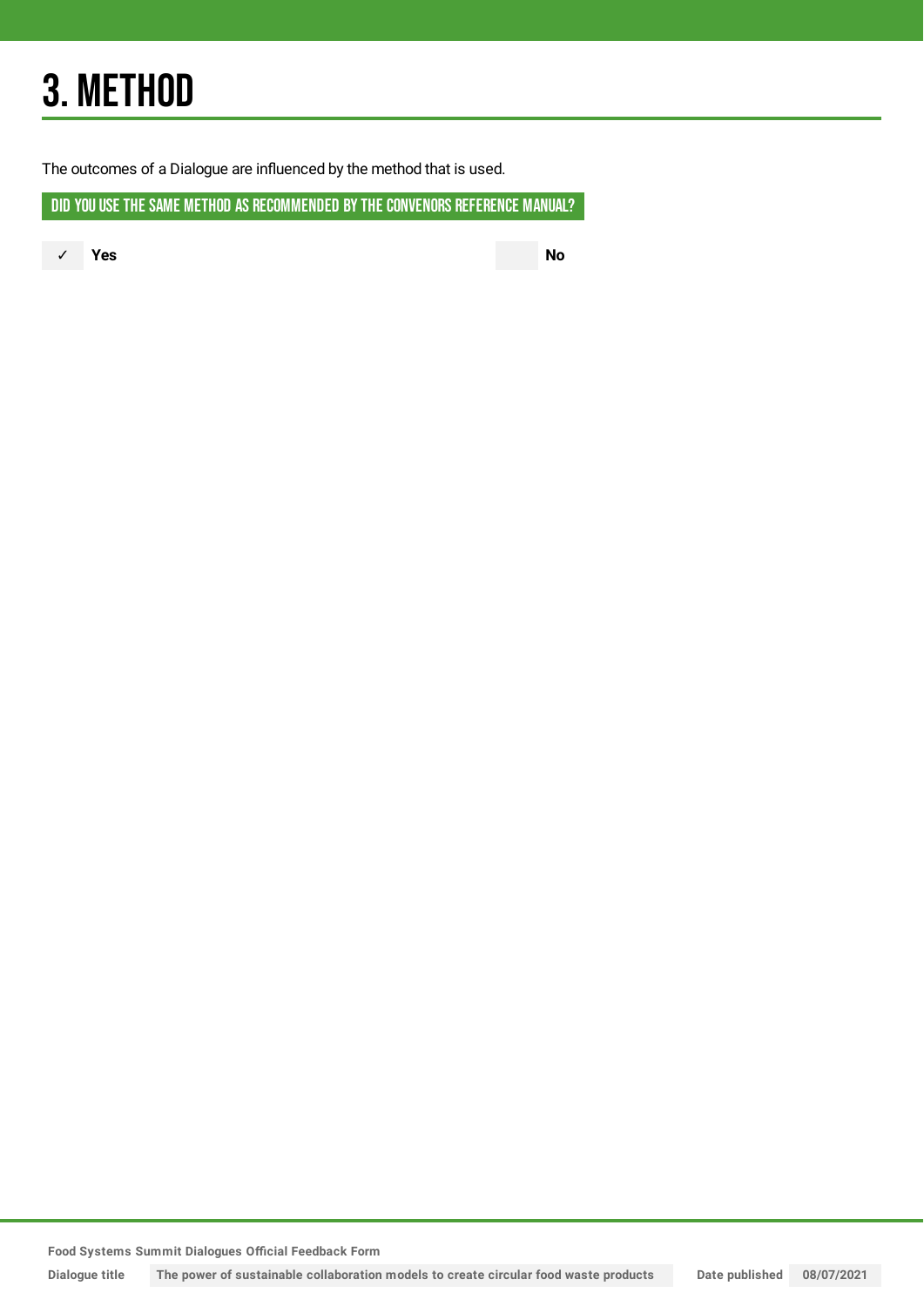# 3. METHOD

The outcomes of a Dialogue are influenced by the method that is used.

## DID YOU USE THE SAME METHOD AS RECOMMENDED BY THE CONVENORS REFERENCE MANUAL?

✓ **Yes**

**No**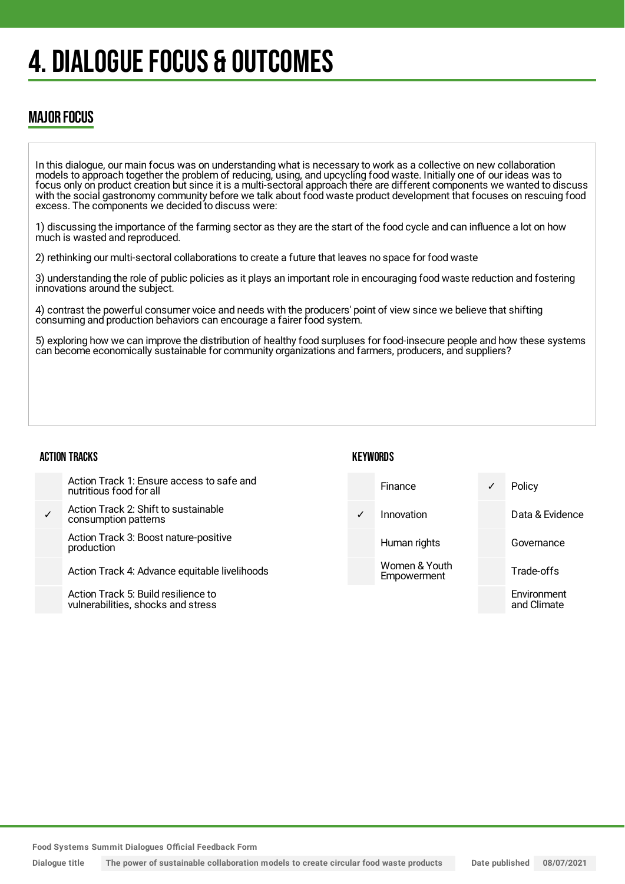# 4. DIALOGUE FOCUS & OUTCOMES

## MAJOR FOCUS

In this dialogue, our main focus was on understanding what is necessary to work as a collective on new collaboration models to approach together the problem of reducing, using, and upcycling food waste. Initially one of our ideas was to focus only on product creation but since it is a multi-sectoral approach there are different components we wanted to discuss with the social gastronomy community before we talk about food waste product development that focuses on rescuing food excess. The components we decided to discuss were:

1) discussing the importance of the farming sector as they are the start of the food cycle and can influence a lot on how much is wasted and reproduced.

2) rethinking our multi-sectoral collaborations to create a future that leaves no space for food waste

3) understanding the role of public policies as it plays an important role in encouraging food waste reduction and fostering innovations around the subject.

4) contrast the powerful consumer voice and needs with the producers' point of view since we believe that shifting consuming and production behaviors can encourage a fairer food system.

5) exploring how we can improve the distribution of healthy food surpluses for food-insecure people and how these systems can become economically sustainable for community organizations and farmers, producers, and suppliers?

### ACTION TRACKS

| | |
|---|---|
| | Action Track 1: Ensure access to safe and nutritious food for all |
| ✓ | Action Track 2: Shift to sustainable consumption patterns |
| | Action Track 3: Boost nature-positive production |
| | Action Track 4: Advance equitable livelihoods |
| | Action Track 5: Build resilience to vulnerabilities, shocks and stress |

### KEYWORDS

| | | | |
|---|---|---|---|
| | Finance | ✓ | Policy |
| ✓ | Innovation | | Data & Evidence |
| | Human rights | | Governance |
| | Women & Youth Empowerment | | Trade-offs |
| | | | Environment and Climate |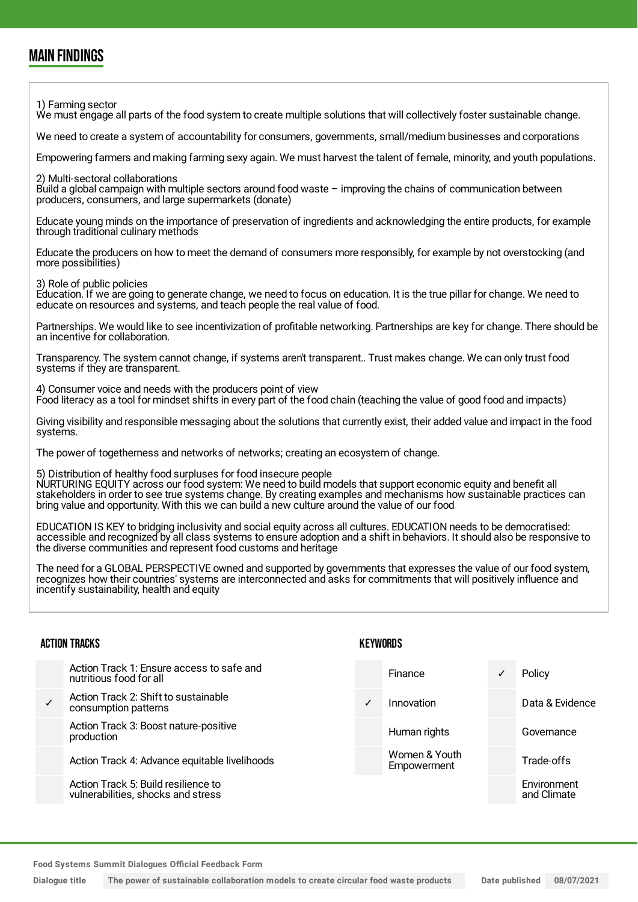## MAIN FINDINGS

1) Farming sector
We must engage all parts of the food system to create multiple solutions that will collectively foster sustainable change.

We need to create a system of accountability for consumers, governments, small/medium businesses and corporations

Empowering farmers and making farming sexy again. We must harvest the talent of female, minority, and youth populations.

2) Multi-sectoral collaborations
Build a global campaign with multiple sectors around food waste – improving the chains of communication between producers, consumers, and large supermarkets (donate)

Educate young minds on the importance of preservation of ingredients and acknowledging the entire products, for example through traditional culinary methods

Educate the producers on how to meet the demand of consumers more responsibly, for example by not overstocking (and more possibilities)

3) Role of public policies
Education. If we are going to generate change, we need to focus on education. It is the true pillar for change. We need to educate on resources and systems, and teach people the real value of food.

Partnerships. We would like to see incentivization of profitable networking. Partnerships are key for change. There should be an incentive for collaboration.

Transparency. The system cannot change, if systems aren't transparent.. Trust makes change. We can only trust food systems if they are transparent.

4) Consumer voice and needs with the producers point of view
Food literacy as a tool for mindset shifts in every part of the food chain (teaching the value of good food and impacts)

Giving visibility and responsible messaging about the solutions that currently exist, their added value and impact in the food systems.

The power of togetherness and networks of networks; creating an ecosystem of change.

5) Distribution of healthy food surpluses for food insecure people
NURTURING EQUITY across our food system: We need to build models that support economic equity and benefit all stakeholders in order to see true systems change. By creating examples and mechanisms how sustainable practices can bring value and opportunity. With this we can build a new culture around the value of our food

EDUCATION IS KEY to bridging inclusivity and social equity across all cultures. EDUCATION needs to be democratised: accessible and recognized by all class systems to ensure adoption and a shift in behaviors. It should also be responsive to the diverse communities and represent food customs and heritage

The need for a GLOBAL PERSPECTIVE owned and supported by governments that expresses the value of our food system, recognizes how their countries' systems are interconnected and asks for commitments that will positively influence and incentify sustainability, health and equity

### ACTION TRACKS

| | |
|---|---|
| | Action Track 1: Ensure access to safe and nutritious food for all |
| ✓ | Action Track 2: Shift to sustainable consumption patterns |
| | Action Track 3: Boost nature-positive production |
| | Action Track 4: Advance equitable livelihoods |
| | Action Track 5: Build resilience to vulnerabilities, shocks and stress |

### KEYWORDS

| | | | |
|---|---|---|---|
| | Finance | ✓ | Policy |
| ✓ | Innovation | | Data & Evidence |
| | Human rights | | Governance |
| | Women & Youth Empowerment | | Trade-offs |
| | | | Environment and Climate |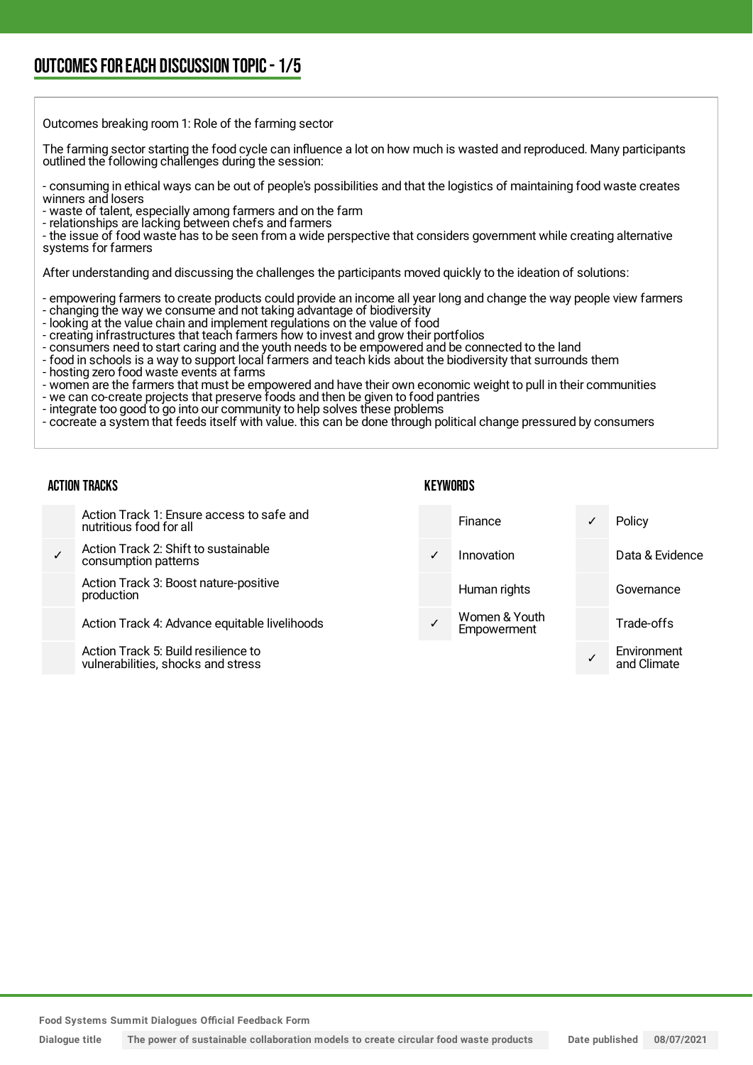## OUTCOMES FOR EACH DISCUSSION TOPIC - 1/5

Outcomes breaking room 1: Role of the farming sector

The farming sector starting the food cycle can influence a lot on how much is wasted and reproduced. Many participants outlined the following challenges during the session:

- consuming in ethical ways can be out of people's possibilities and that the logistics of maintaining food waste creates winners and losers
- waste of talent, especially among farmers and on the farm
- relationships are lacking between chefs and farmers
- the issue of food waste has to be seen from a wide perspective that considers government while creating alternative systems for farmers

After understanding and discussing the challenges the participants moved quickly to the ideation of solutions:

- empowering farmers to create products could provide an income all year long and change the way people view farmers
- changing the way we consume and not taking advantage of biodiversity
- looking at the value chain and implement regulations on the value of food
- creating infrastructures that teach farmers how to invest and grow their portfolios
- consumers need to start caring and the youth needs to be empowered and be connected to the land
- food in schools is a way to support local farmers and teach kids about the biodiversity that surrounds them
- hosting zero food waste events at farms
- women are the farmers that must be empowered and have their own economic weight to pull in their communities
- we can co-create projects that preserve foods and then be given to food pantries
- integrate too good to go into our community to help solves these problems
- cocreate a system that feeds itself with value. this can be done through political change pressured by consumers

### ACTION TRACKS

| | |
|---|---|
| | Action Track 1: Ensure access to safe and nutritious food for all |
| ✓ | Action Track 2: Shift to sustainable consumption patterns |
| | Action Track 3: Boost nature-positive production |
| | Action Track 4: Advance equitable livelihoods |
| | Action Track 5: Build resilience to vulnerabilities, shocks and stress |

### KEYWORDS

| | | | |
|---|---|---|---|
| | Finance | ✓ | Policy |
| ✓ | Innovation | | Data & Evidence |
| | Human rights | | Governance |
| ✓ | Women & Youth Empowerment | | Trade-offs |
| | | ✓ | Environment and Climate |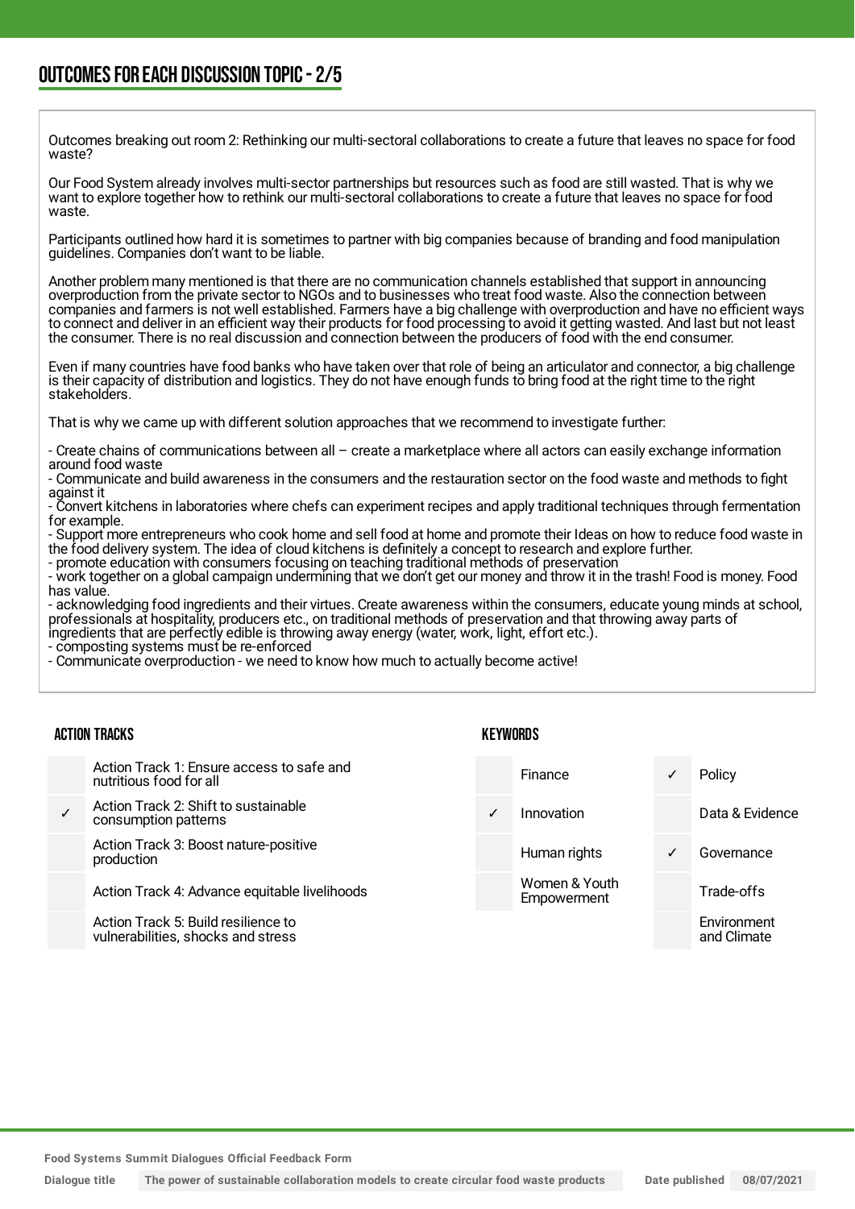## OUTCOMES FOR EACH DISCUSSION TOPIC - 2/5

Outcomes breaking out room 2: Rethinking our multi-sectoral collaborations to create a future that leaves no space for food waste?

Our Food System already involves multi-sector partnerships but resources such as food are still wasted. That is why we want to explore together how to rethink our multi-sectoral collaborations to create a future that leaves no space for food waste.

Participants outlined how hard it is sometimes to partner with big companies because of branding and food manipulation guidelines. Companies don't want to be liable.

Another problem many mentioned is that there are no communication channels established that support in announcing overproduction from the private sector to NGOs and to businesses who treat food waste. Also the connection between companies and farmers is not well established. Farmers have a big challenge with overproduction and have no efficient ways to connect and deliver in an efficient way their products for food processing to avoid it getting wasted. And last but not least the consumer. There is no real discussion and connection between the producers of food with the end consumer.

Even if many countries have food banks who have taken over that role of being an articulator and connector, a big challenge is their capacity of distribution and logistics. They do not have enough funds to bring food at the right time to the right stakeholders.

That is why we came up with different solution approaches that we recommend to investigate further:

- Create chains of communications between all – create a marketplace where all actors can easily exchange information around food waste
- Communicate and build awareness in the consumers and the restauration sector on the food waste and methods to fight against it
- Convert kitchens in laboratories where chefs can experiment recipes and apply traditional techniques through fermentation for example.
- Support more entrepreneurs who cook home and sell food at home and promote their Ideas on how to reduce food waste in the food delivery system. The idea of cloud kitchens is definitely a concept to research and explore further.
- promote education with consumers focusing on teaching traditional methods of preservation
- work together on a global campaign undermining that we don't get our money and throw it in the trash! Food is money. Food has value.
- acknowledging food ingredients and their virtues. Create awareness within the consumers, educate young minds at school, professionals at hospitality, producers etc., on traditional methods of preservation and that throwing away parts of ingredients that are perfectly edible is throwing away energy (water, work, light, effort etc.).
- composting systems must be re-enforced
- Communicate overproduction - we need to know how much to actually become active!

### ACTION TRACKS

| | |
|---|---|
| | Action Track 1: Ensure access to safe and nutritious food for all |
| ✓ | Action Track 2: Shift to sustainable consumption patterns |
| | Action Track 3: Boost nature-positive production |
| | Action Track 4: Advance equitable livelihoods |
| | Action Track 5: Build resilience to vulnerabilities, shocks and stress |

### KEYWORDS

| | | | |
|---|---|---|---|
| | Finance | ✓ | Policy |
| ✓ | Innovation | | Data & Evidence |
| | Human rights | ✓ | Governance |
| | Women & Youth Empowerment | | Trade-offs |
| | | | Environment and Climate |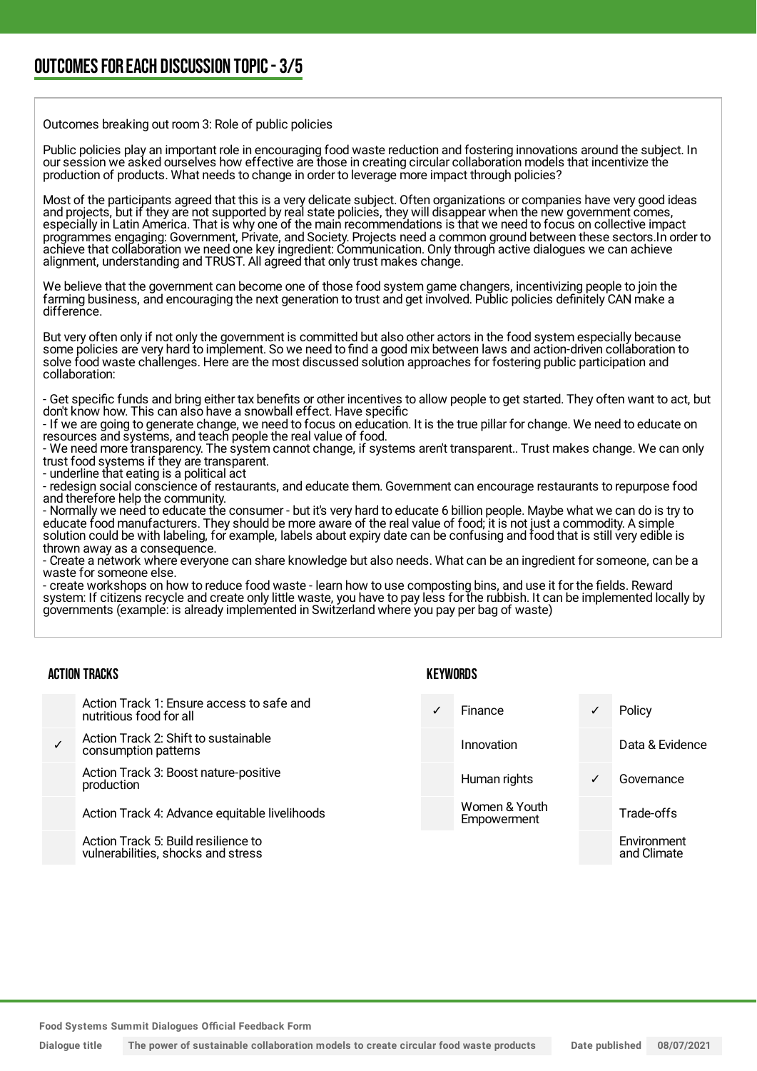## OUTCOMES FOR EACH DISCUSSION TOPIC - 3/5

Outcomes breaking out room 3: Role of public policies

Public policies play an important role in encouraging food waste reduction and fostering innovations around the subject. In our session we asked ourselves how effective are those in creating circular collaboration models that incentivize the production of products. What needs to change in order to leverage more impact through policies?

Most of the participants agreed that this is a very delicate subject. Often organizations or companies have very good ideas and projects, but if they are not supported by real state policies, they will disappear when the new government comes, especially in Latin America. That is why one of the main recommendations is that we need to focus on collective impact programmes engaging: Government, Private, and Society. Projects need a common ground between these sectors.In order to achieve that collaboration we need one key ingredient: Communication. Only through active dialogues we can achieve alignment, understanding and TRUST. All agreed that only trust makes change.

We believe that the government can become one of those food system game changers, incentivizing people to join the farming business, and encouraging the next generation to trust and get involved. Public policies definitely CAN make a difference.

But very often only if not only the government is committed but also other actors in the food system especially because some policies are very hard to implement. So we need to find a good mix between laws and action-driven collaboration to solve food waste challenges. Here are the most discussed solution approaches for fostering public participation and collaboration:

- Get specific funds and bring either tax benefits or other incentives to allow people to get started. They often want to act, but don't know how. This can also have a snowball effect. Have specific
- If we are going to generate change, we need to focus on education. It is the true pillar for change. We need to educate on resources and systems, and teach people the real value of food.
- We need more transparency. The system cannot change, if systems aren't transparent.. Trust makes change. We can only trust food systems if they are transparent.
- underline that eating is a political act
- redesign social conscience of restaurants, and educate them. Government can encourage restaurants to repurpose food and therefore help the community.
- Normally we need to educate the consumer - but it's very hard to educate 6 billion people. Maybe what we can do is try to educate food manufacturers. They should be more aware of the real value of food; it is not just a commodity. A simple solution could be with labeling, for example, labels about expiry date can be confusing and food that is still very edible is thrown away as a consequence.
- Create a network where everyone can share knowledge but also needs. What can be an ingredient for someone, can be a waste for someone else.
- create workshops on how to reduce food waste - learn how to use composting bins, and use it for the fields. Reward system: If citizens recycle and create only little waste, you have to pay less for the rubbish. It can be implemented locally by governments (example: is already implemented in Switzerland where you pay per bag of waste)

### ACTION TRACKS

| | |
|---|---|
| | Action Track 1: Ensure access to safe and nutritious food for all |
| ✓ | Action Track 2: Shift to sustainable consumption patterns |
| | Action Track 3: Boost nature-positive production |
| | Action Track 4: Advance equitable livelihoods |
| | Action Track 5: Build resilience to vulnerabilities, shocks and stress |

### KEYWORDS

| | | | |
|---|---|---|---|
| ✓ | Finance | ✓ | Policy |
| | Innovation | | Data & Evidence |
| | Human rights | ✓ | Governance |
| | Women & Youth Empowerment | | Trade-offs |
| | | | Environment and Climate |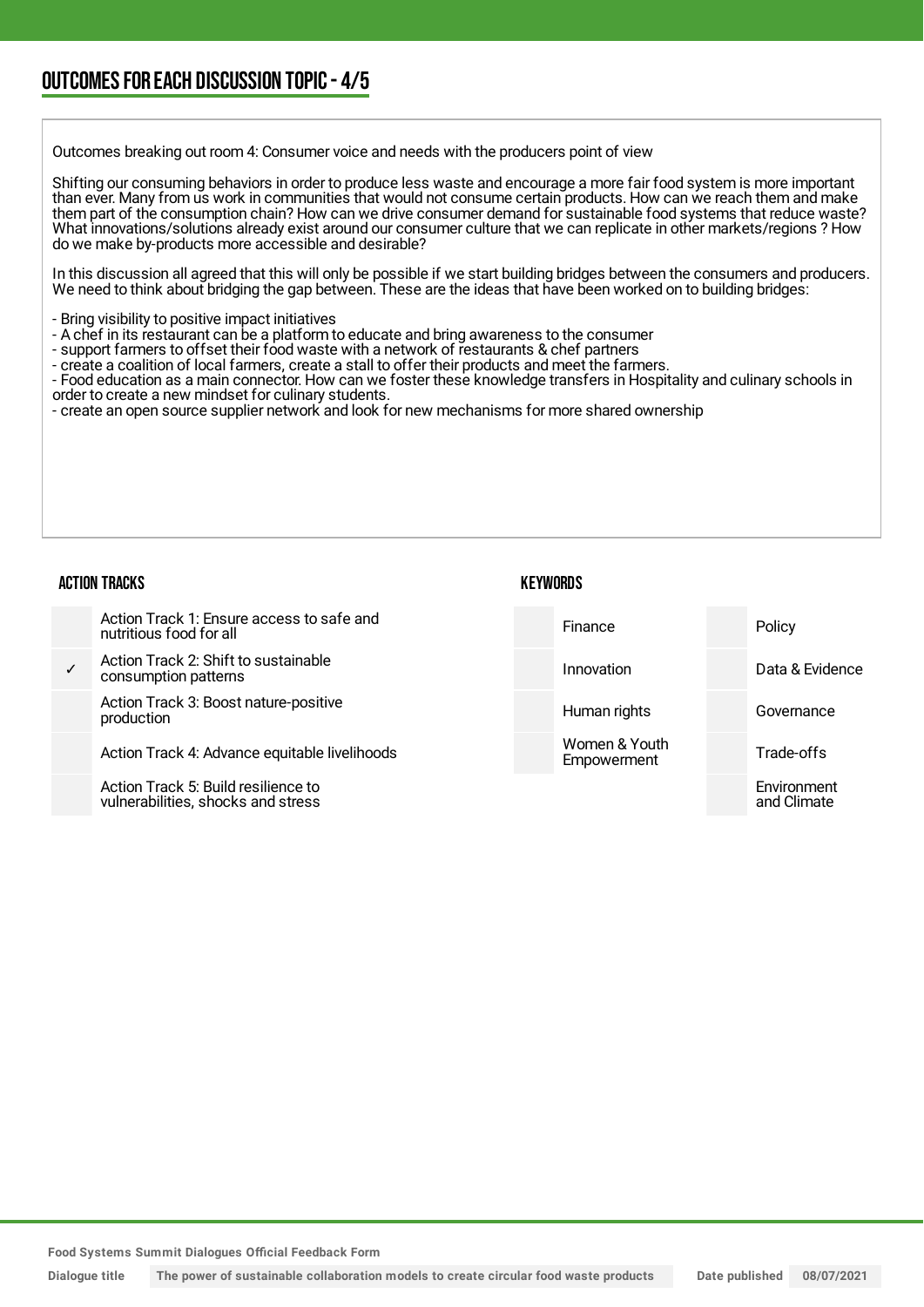## OUTCOMES FOR EACH DISCUSSION TOPIC - 4/5

Outcomes breaking out room 4: Consumer voice and needs with the producers point of view

Shifting our consuming behaviors in order to produce less waste and encourage a more fair food system is more important than ever. Many from us work in communities that would not consume certain products. How can we reach them and make them part of the consumption chain? How can we drive consumer demand for sustainable food systems that reduce waste? What innovations/solutions already exist around our consumer culture that we can replicate in other markets/regions ? How do we make by-products more accessible and desirable?

In this discussion all agreed that this will only be possible if we start building bridges between the consumers and producers. We need to think about bridging the gap between. These are the ideas that have been worked on to building bridges:

- Bring visibility to positive impact initiatives
- A chef in its restaurant can be a platform to educate and bring awareness to the consumer
- support farmers to offset their food waste with a network of restaurants & chef partners
- create a coalition of local farmers, create a stall to offer their products and meet the farmers.
- Food education as a main connector. How can we foster these knowledge transfers in Hospitality and culinary schools in order to create a new mindset for culinary students.
- create an open source supplier network and look for new mechanisms for more shared ownership

### ACTION TRACKS

| | |
|---|---|
| | Action Track 1: Ensure access to safe and nutritious food for all |
| ✓ | Action Track 2: Shift to sustainable consumption patterns |
| | Action Track 3: Boost nature-positive production |
| | Action Track 4: Advance equitable livelihoods |
| | Action Track 5: Build resilience to vulnerabilities, shocks and stress |

### KEYWORDS

| | | | |
|---|---|---|---|
| | Finance | | Policy |
| | Innovation | | Data & Evidence |
| | Human rights | | Governance |
| | Women & Youth Empowerment | | Trade-offs |
| | | | Environment and Climate |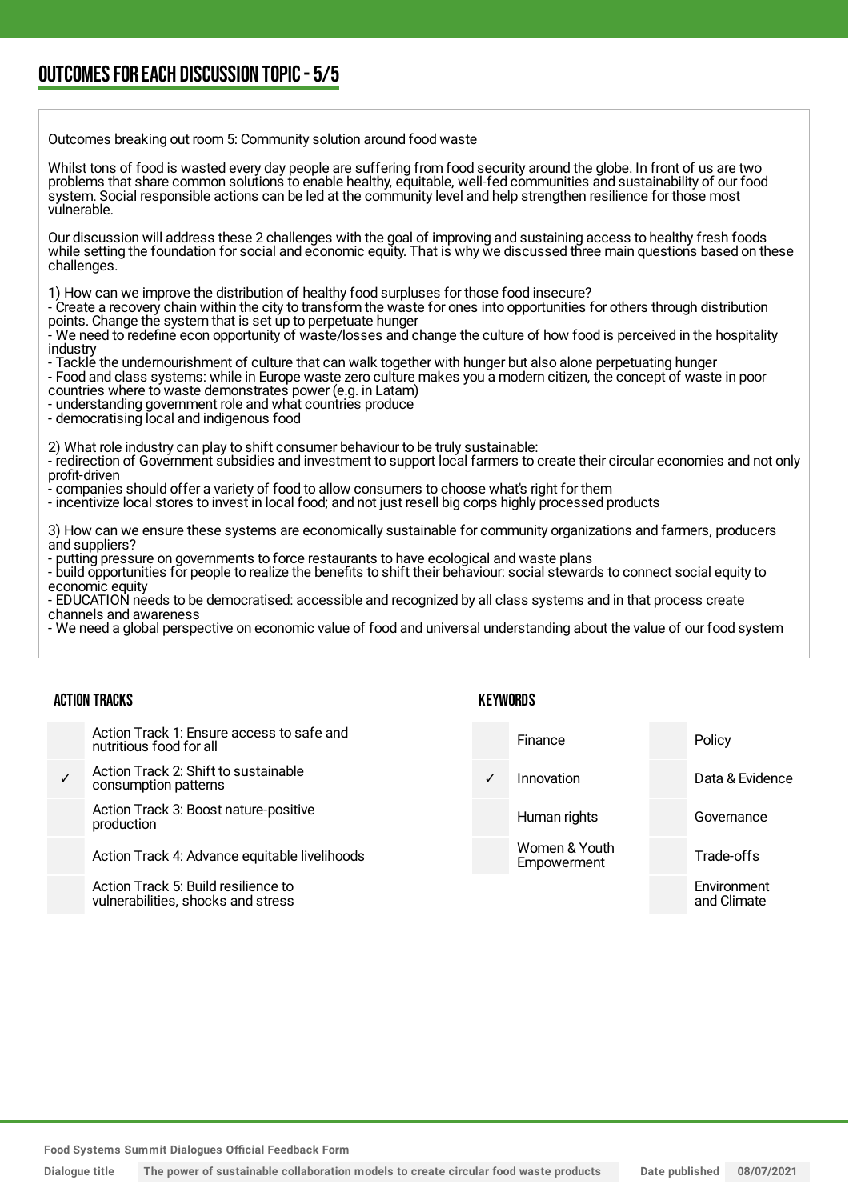## OUTCOMES FOR EACH DISCUSSION TOPIC - 5/5

Outcomes breaking out room 5: Community solution around food waste

Whilst tons of food is wasted every day people are suffering from food security around the globe. In front of us are two problems that share common solutions to enable healthy, equitable, well-fed communities and sustainability of our food system. Social responsible actions can be led at the community level and help strengthen resilience for those most vulnerable.

Our discussion will address these 2 challenges with the goal of improving and sustaining access to healthy fresh foods while setting the foundation for social and economic equity. That is why we discussed three main questions based on these challenges.

1) How can we improve the distribution of healthy food surpluses for those food insecure?
- Create a recovery chain within the city to transform the waste for ones into opportunities for others through distribution points. Change the system that is set up to perpetuate hunger
- We need to redefine econ opportunity of waste/losses and change the culture of how food is perceived in the hospitality industry
- Tackle the undernourishment of culture that can walk together with hunger but also alone perpetuating hunger
- Food and class systems: while in Europe waste zero culture makes you a modern citizen, the concept of waste in poor countries where to waste demonstrates power (e.g. in Latam)
- understanding government role and what countries produce
- democratising local and indigenous food

2) What role industry can play to shift consumer behaviour to be truly sustainable:
- redirection of Government subsidies and investment to support local farmers to create their circular economies and not only profit-driven
- companies should offer a variety of food to allow consumers to choose what's right for them
- incentivize local stores to invest in local food; and not just resell big corps highly processed products

3) How can we ensure these systems are economically sustainable for community organizations and farmers, producers and suppliers?
- putting pressure on governments to force restaurants to have ecological and waste plans
- build opportunities for people to realize the benefits to shift their behaviour: social stewards to connect social equity to economic equity
- EDUCATION needs to be democratised: accessible and recognized by all class systems and in that process create channels and awareness
- We need a global perspective on economic value of food and universal understanding about the value of our food system

### ACTION TRACKS

| | |
|---|---|
| | Action Track 1: Ensure access to safe and nutritious food for all |
| ✓ | Action Track 2: Shift to sustainable consumption patterns |
| | Action Track 3: Boost nature-positive production |
| | Action Track 4: Advance equitable livelihoods |
| | Action Track 5: Build resilience to vulnerabilities, shocks and stress |

### KEYWORDS

| | | | |
|---|---|---|---|
| | Finance | | Policy |
| ✓ | Innovation | | Data & Evidence |
| | Human rights | | Governance |
| | Women & Youth Empowerment | | Trade-offs |
| | | | Environment and Climate |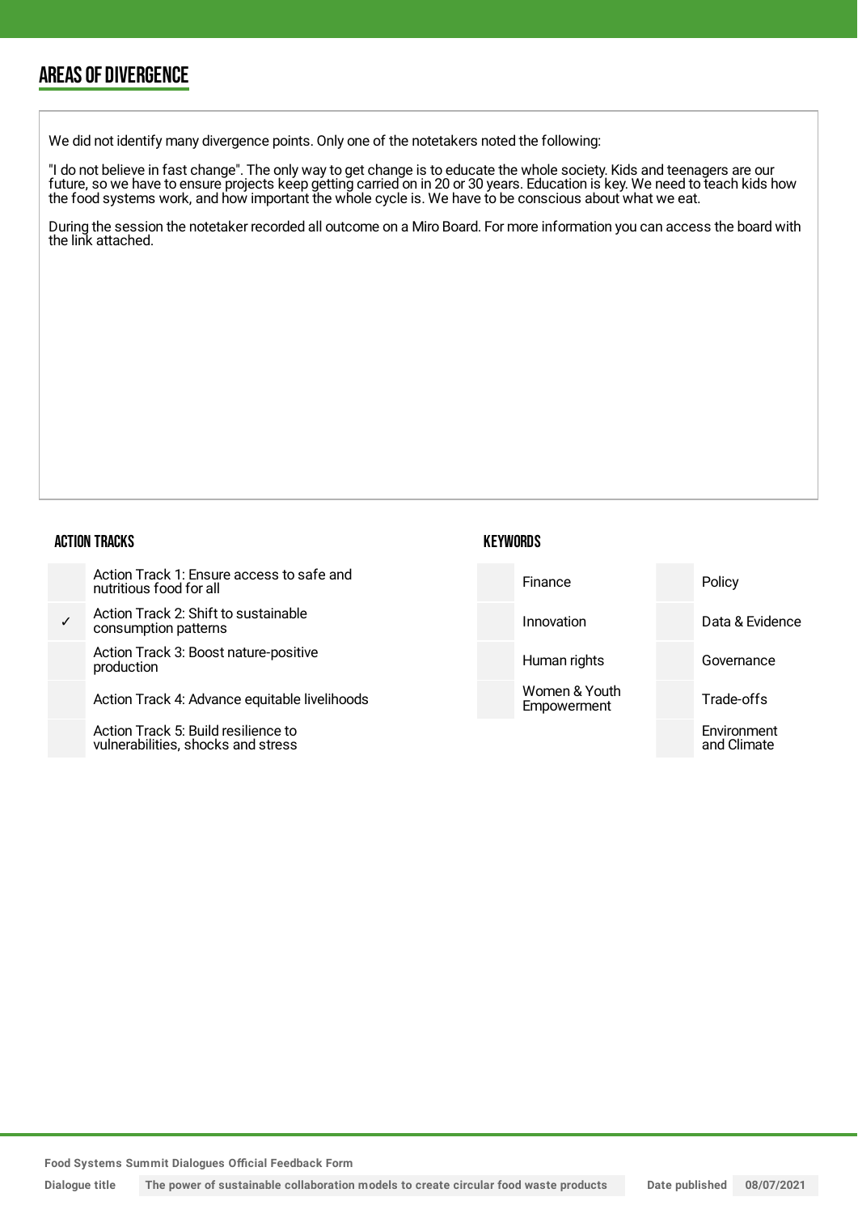## AREAS OF DIVERGENCE

We did not identify many divergence points. Only one of the notetakers noted the following:

"I do not believe in fast change". The only way to get change is to educate the whole society. Kids and teenagers are our future, so we have to ensure projects keep getting carried on in 20 or 30 years. Education is key. We need to teach kids how the food systems work, and how important the whole cycle is. We have to be conscious about what we eat.

During the session the notetaker recorded all outcome on a Miro Board. For more information you can access the board with the link attached.

### ACTION TRACKS

| | |
|---|---|
| | Action Track 1: Ensure access to safe and nutritious food for all |
| ✓ | Action Track 2: Shift to sustainable consumption patterns |
| | Action Track 3: Boost nature-positive production |
| | Action Track 4: Advance equitable livelihoods |
| | Action Track 5: Build resilience to vulnerabilities, shocks and stress |

### KEYWORDS

| | | | |
|---|---|---|---|
| | Finance | | Policy |
| | Innovation | | Data & Evidence |
| | Human rights | | Governance |
| | Women & Youth Empowerment | | Trade-offs |
| | | | Environment and Climate |

Food Systems Summit Dialogues Official Feedback Form

Dialogue title: The power of sustainable collaboration models to create circular food waste products

Date published: 08/07/2021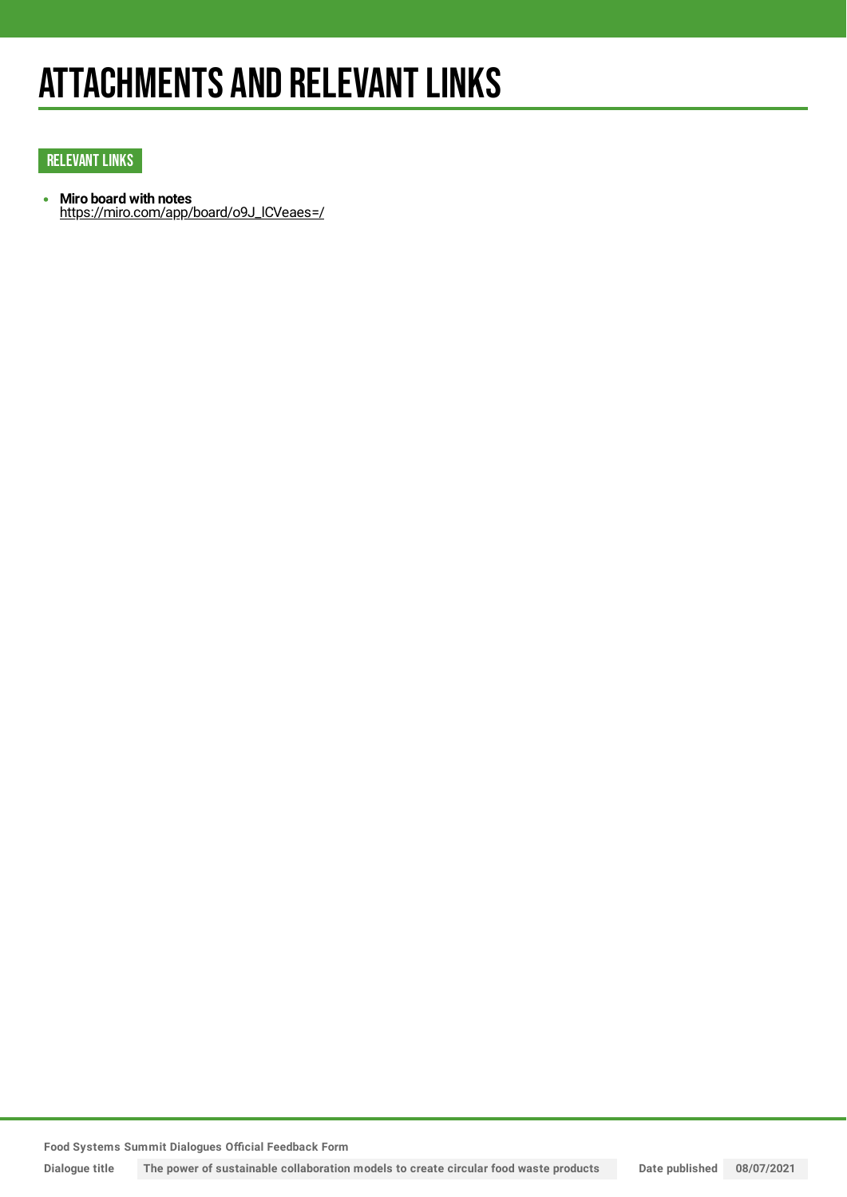# ATTACHMENTS AND RELEVANT LINKS

## RELEVANT LINKS

- **Miro board with notes**
  https://miro.com/app/board/o9J_lCVeaes=/